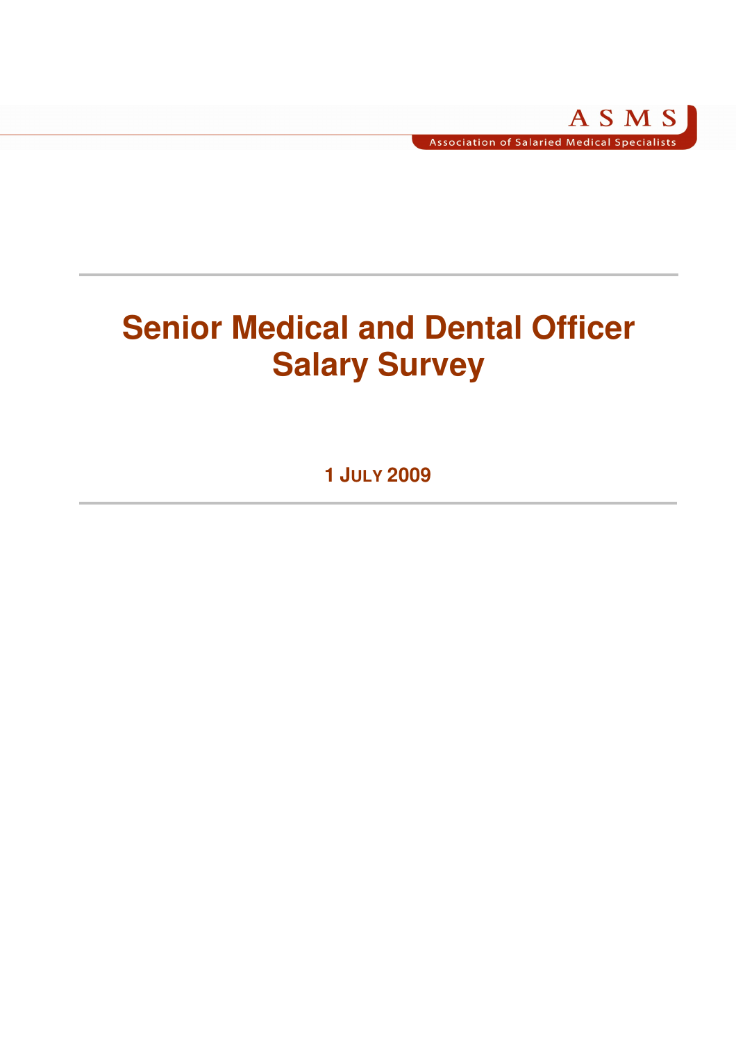ASMS

Association of Salaried Medical Specialists

# Senior Medical and Dental Officer Salary Survey

**1 JULY 2009**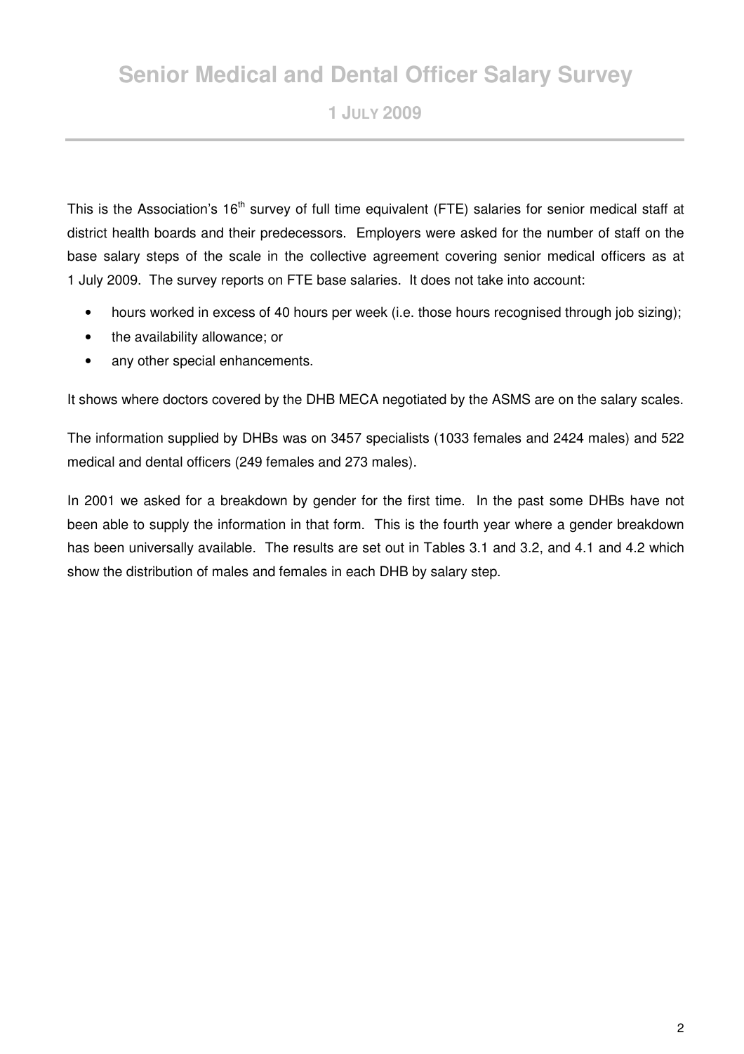# Senior Medical and Dental Officer Salary Survey

## 1 JULY 2009

This is the Association's 16th survey of full time equivalent (FTE) salaries for senior medical staff at district health boards and their predecessors. Employers were asked for the number of staff on the base salary steps of the scale in the collective agreement covering senior medical officers as at 1 July 2009. The survey reports on FTE base salaries. It does not take into account:

- hours worked in excess of 40 hours per week (i.e. those hours recognised through job sizing);
- the availability allowance; or
- any other special enhancements.

It shows where doctors covered by the DHB MECA negotiated by the ASMS are on the salary scales.

The information supplied by DHBs was on 3457 specialists (1033 females and 2424 males) and 522 medical and dental officers (249 females and 273 males).

In 2001 we asked for a breakdown by gender for the first time. In the past some DHBs have not been able to supply the information in that form. This is the fourth year where a gender breakdown has been universally available. The results are set out in Tables 3.1 and 3.2, and 4.1 and 4.2 which show the distribution of males and females in each DHB by salary step.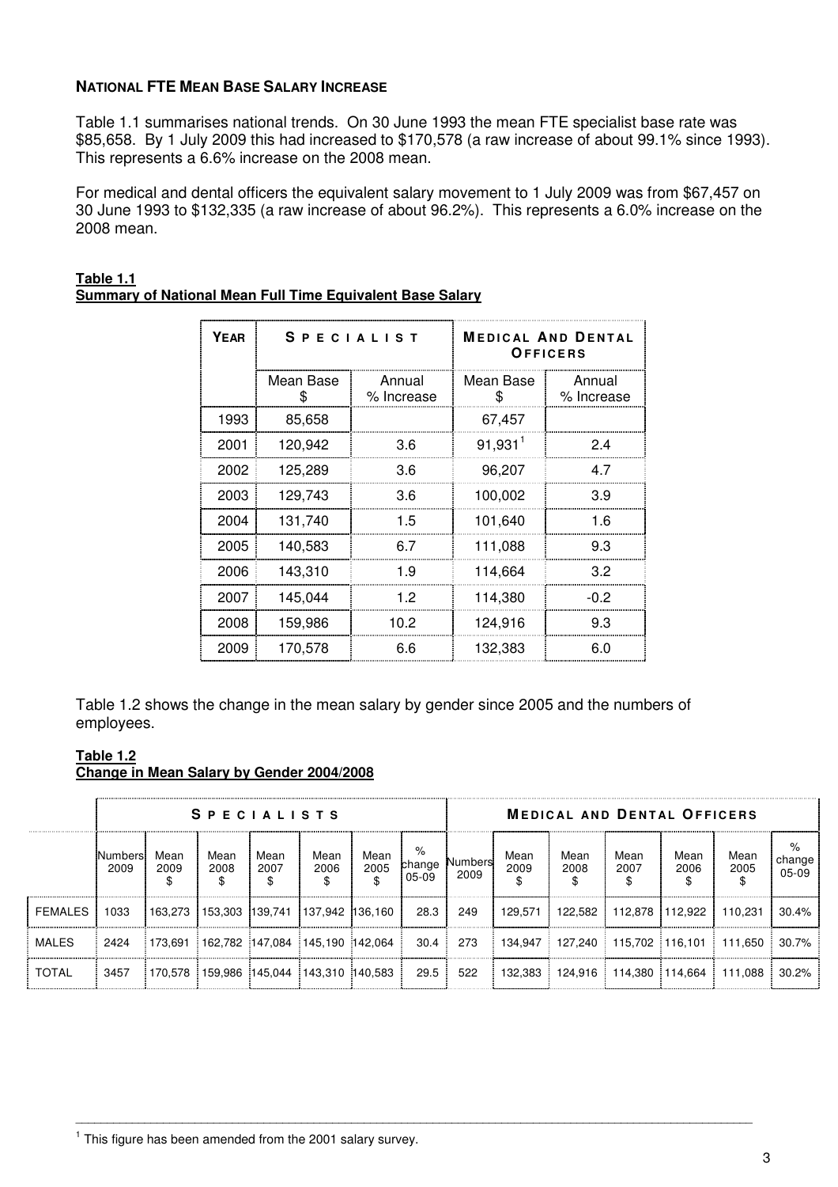**NATIONAL FTE MEAN BASE SALARY INCREASE**

Table 1.1 summarises national trends. On 30 June 1993 the mean FTE specialist base rate was $85,658. By 1 July 2009 this had increased to $170,578 (a raw increase of about 99.1% since 1993). This represents a 6.6% increase on the 2008 mean.

For medical and dental officers the equivalent salary movement to 1 July 2009 was from $67,457 on 30 June 1993 to $132,335 (a raw increase of about 96.2%). This represents a 6.0% increase on the 2008 mean.

**Table 1.1**
**Summary of National Mean Full Time Equivalent Base Salary**

| YEAR | SPECIALIST | | MEDICAL AND DENTAL OFFICERS | |
|---|---|---|---|---|
| | Mean Base $ | Annual % Increase | Mean Base $ | Annual % Increase |
| 1993 | 85,658 | | 67,457 | |
| 2001 | 120,942 | 3.6 | 91,931[1] | 2.4 |
| 2002 | 125,289 | 3.6 | 96,207 | 4.7 |
| 2003 | 129,743 | 3.6 | 100,002 | 3.9 |
| 2004 | 131,740 | 1.5 | 101,640 | 1.6 |
| 2005 | 140,583 | 6.7 | 111,088 | 9.3 |
| 2006 | 143,310 | 1.9 | 114,664 | 3.2 |
| 2007 | 145,044 | 1.2 | 114,380 | -0.2 |
| 2008 | 159,986 | 10.2 | 124,916 | 9.3 |
| 2009 | 170,578 | 6.6 | 132,383 | 6.0 |

Table 1.2 shows the change in the mean salary by gender since 2005 and the numbers of employees.

**Table 1.2**
**Change in Mean Salary by Gender 2004/2008**

| | SPECIALISTS | | | | | | | MEDICAL AND DENTAL OFFICERS | | | | | | |
|---|---|---|---|---|---|---|---|---|---|---|---|---|---|---|
| | Numbers 2009 | Mean 2009 $ | Mean 2008 $ | Mean 2007 $ | Mean 2006 $ | Mean 2005 $ | % change 05-09 | Numbers 2009 | Mean 2009 $ | Mean 2008 $ | Mean 2007 $ | Mean 2006 $ | Mean 2005 $ | % change 05-09 |
| FEMALES | 1033 | 163,273 | 153,303 | 139,741 | 137,942 | 136,160 | 28.3 | 249 | 129,571 | 122,582 | 112,878 | 112,922 | 110,231 | 30.4% |
| MALES | 2424 | 173,691 | 162,782 | 147,084 | 145,190 | 142,064 | 30.4 | 273 | 134,947 | 127,240 | 115,702 | 116,101 | 111,650 | 30.7% |
| TOTAL | 3457 | 170,578 | 159,986 | 145,044 | 143,310 | 140,583 | 29.5 | 522 | 132,383 | 124,916 | 114,380 | 114,664 | 111,088 | 30.2% |

[1] This figure has been amended from the 2001 salary survey.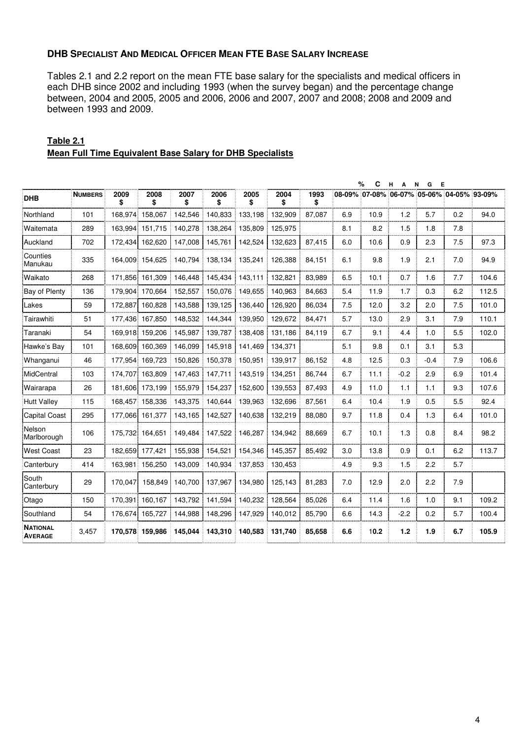### DHB Specialist and Medical Officer Mean FTE Base Salary Increase

Tables 2.1 and 2.2 report on the mean FTE base salary for the specialists and medical officers in each DHB since 2002 and including 1993 (when the survey began) and the percentage change between, 2004 and 2005, 2005 and 2006, 2006 and 2007, 2007 and 2008; 2008 and 2009 and between 1993 and 2009.

**Table 2.1**
**Mean Full Time Equivalent Base Salary for DHB Specialists**

| DHB | Numbers | 2009 $ | 2008 $ | 2007 $ | 2006 $ | 2005 $ | 2004 $ | 1993 $ | % Change 08-09% | 07-08% | 06-07% | 05-06% | 04-05% | 93-09% |
|---|---|---|---|---|---|---|---|---|---|---|---|---|---|---|
| Northland | 101 | 168,974 | 158,067 | 142,546 | 140,833 | 133,198 | 132,909 | 87,087 | 6.9 | 10.9 | 1.2 | 5.7 | 0.2 | 94.0 |
| Waitemata | 289 | 163,994 | 151,715 | 140,278 | 138,264 | 135,809 | 125,975 | | 8.1 | 8.2 | 1.5 | 1.8 | 7.8 | |
| Auckland | 702 | 172,434 | 162,620 | 147,008 | 145,761 | 142,524 | 132,623 | 87,415 | 6.0 | 10.6 | 0.9 | 2.3 | 7.5 | 97.3 |
| Counties Manukau | 335 | 164,009 | 154,625 | 140,794 | 138,134 | 135,241 | 126,388 | 84,151 | 6.1 | 9.8 | 1.9 | 2.1 | 7.0 | 94.9 |
| Waikato | 268 | 171,856 | 161,309 | 146,448 | 145,434 | 143,111 | 132,821 | 83,989 | 6.5 | 10.1 | 0.7 | 1.6 | 7.7 | 104.6 |
| Bay of Plenty | 136 | 179,904 | 170,664 | 152,557 | 150,076 | 149,655 | 140,963 | 84,663 | 5.4 | 11.9 | 1.7 | 0.3 | 6.2 | 112.5 |
| Lakes | 59 | 172,887 | 160,828 | 143,588 | 139,125 | 136,440 | 126,920 | 86,034 | 7.5 | 12.0 | 3.2 | 2.0 | 7.5 | 101.0 |
| Tairawhiti | 51 | 177,436 | 167,850 | 148,532 | 144,344 | 139,950 | 129,672 | 84,471 | 5.7 | 13.0 | 2.9 | 3.1 | 7.9 | 110.1 |
| Taranaki | 54 | 169,918 | 159,206 | 145,987 | 139,787 | 138,408 | 131,186 | 84,119 | 6.7 | 9.1 | 4.4 | 1.0 | 5.5 | 102.0 |
| Hawke's Bay | 101 | 168,609 | 160,369 | 146,099 | 145,918 | 141,469 | 134,371 | | 5.1 | 9.8 | 0.1 | 3.1 | 5.3 | |
| Whanganui | 46 | 177,954 | 169,723 | 150,826 | 150,378 | 150,951 | 139,917 | 86,152 | 4.8 | 12.5 | 0.3 | -0.4 | 7.9 | 106.6 |
| MidCentral | 103 | 174,707 | 163,809 | 147,463 | 147,711 | 143,519 | 134,251 | 86,744 | 6.7 | 11.1 | -0.2 | 2.9 | 6.9 | 101.4 |
| Wairarapa | 26 | 181,606 | 173,199 | 155,979 | 154,237 | 152,600 | 139,553 | 87,493 | 4.9 | 11.0 | 1.1 | 1.1 | 9.3 | 107.6 |
| Hutt Valley | 115 | 168,457 | 158,336 | 143,375 | 140,644 | 139,963 | 132,696 | 87,561 | 6.4 | 10.4 | 1.9 | 0.5 | 5.5 | 92.4 |
| Capital Coast | 295 | 177,066 | 161,377 | 143,165 | 142,527 | 140,638 | 132,219 | 88,080 | 9.7 | 11.8 | 0.4 | 1.3 | 6.4 | 101.0 |
| Nelson Marlborough | 106 | 175,732 | 164,651 | 149,484 | 147,522 | 146,287 | 134,942 | 88,669 | 6.7 | 10.1 | 1.3 | 0.8 | 8.4 | 98.2 |
| West Coast | 23 | 182,659 | 177,421 | 155,938 | 154,521 | 154,346 | 145,357 | 85,492 | 3.0 | 13.8 | 0.9 | 0.1 | 6.2 | 113.7 |
| Canterbury | 414 | 163,981 | 156,250 | 143,009 | 140,934 | 137,853 | 130,453 | | 4.9 | 9.3 | 1.5 | 2.2 | 5.7 | |
| South Canterbury | 29 | 170,047 | 158,849 | 140,700 | 137,967 | 134,980 | 125,143 | 81,283 | 7.0 | 12.9 | 2.0 | 2.2 | 7.9 | |
| Otago | 150 | 170,391 | 160,167 | 143,792 | 141,594 | 140,232 | 128,564 | 85,026 | 6.4 | 11.4 | 1.6 | 1.0 | 9.1 | 109.2 |
| Southland | 54 | 176,674 | 165,727 | 144,988 | 148,296 | 147,929 | 140,012 | 85,790 | 6.6 | 14.3 | -2.2 | 0.2 | 5.7 | 100.4 |
| **National Average** | 3,457 | **170,578** | **159,986** | **145,044** | **143,310** | **140,583** | **131,740** | **85,658** | **6.6** | **10.2** | **1.2** | **1.9** | **6.7** | **105.9** |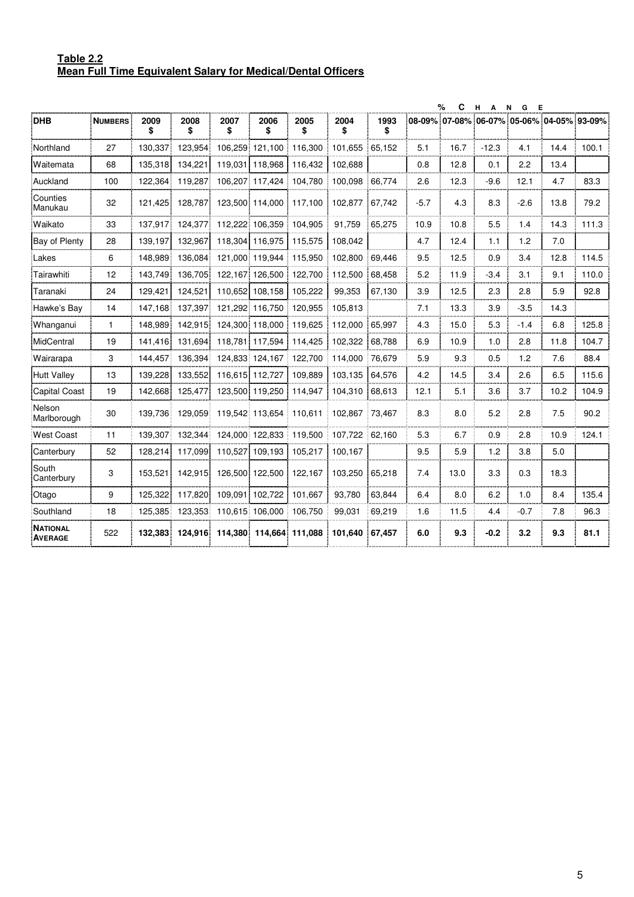**Table 2.2**
**Mean Full Time Equivalent Salary for Medical/Dental Officers**

| DHB | NUMBERS | 2009 $ | 2008 $ | 2007 $ | 2006 $ | 2005 $ | 2004 $ | 1993 $ | % CHANGE 08-09% | 07-08% | 06-07% | 05-06% | 04-05% | 93-09% |
|---|---|---|---|---|---|---|---|---|---|---|---|---|---|---|
| Northland | 27 | 130,337 | 123,954 | 106,259 | 121,100 | 116,300 | 101,655 | 65,152 | 5.1 | 16.7 | -12.3 | 4.1 | 14.4 | 100.1 |
| Waitemata | 68 | 135,318 | 134,221 | 119,031 | 118,968 | 116,432 | 102,688 | | 0.8 | 12.8 | 0.1 | 2.2 | 13.4 | |
| Auckland | 100 | 122,364 | 119,287 | 106,207 | 117,424 | 104,780 | 100,098 | 66,774 | 2.6 | 12.3 | -9.6 | 12.1 | 4.7 | 83.3 |
| Counties Manukau | 32 | 121,425 | 128,787 | 123,500 | 114,000 | 117,100 | 102,877 | 67,742 | -5.7 | 4.3 | 8.3 | -2.6 | 13.8 | 79.2 |
| Waikato | 33 | 137,917 | 124,377 | 112,222 | 106,359 | 104,905 | 91,759 | 65,275 | 10.9 | 10.8 | 5.5 | 1.4 | 14.3 | 111.3 |
| Bay of Plenty | 28 | 139,197 | 132,967 | 118,304 | 116,975 | 115,575 | 108,042 | | 4.7 | 12.4 | 1.1 | 1.2 | 7.0 | |
| Lakes | 6 | 148,989 | 136,084 | 121,000 | 119,944 | 115,950 | 102,800 | 69,446 | 9.5 | 12.5 | 0.9 | 3.4 | 12.8 | 114.5 |
| Tairawhiti | 12 | 143,749 | 136,705 | 122,167 | 126,500 | 122,700 | 112,500 | 68,458 | 5.2 | 11.9 | -3.4 | 3.1 | 9.1 | 110.0 |
| Taranaki | 24 | 129,421 | 124,521 | 110,652 | 108,158 | 105,222 | 99,353 | 67,130 | 3.9 | 12.5 | 2.3 | 2.8 | 5.9 | 92.8 |
| Hawke's Bay | 14 | 147,168 | 137,397 | 121,292 | 116,750 | 120,955 | 105,813 | | 7.1 | 13.3 | 3.9 | -3.5 | 14.3 | |
| Whanganui | 1 | 148,989 | 142,915 | 124,300 | 118,000 | 119,625 | 112,000 | 65,997 | 4.3 | 15.0 | 5.3 | -1.4 | 6.8 | 125.8 |
| MidCentral | 19 | 141,416 | 131,694 | 118,781 | 117,594 | 114,425 | 102,322 | 68,788 | 6.9 | 10.9 | 1.0 | 2.8 | 11.8 | 104.7 |
| Wairarapa | 3 | 144,457 | 136,394 | 124,833 | 124,167 | 122,700 | 114,000 | 76,679 | 5.9 | 9.3 | 0.5 | 1.2 | 7.6 | 88.4 |
| Hutt Valley | 13 | 139,228 | 133,552 | 116,615 | 112,727 | 109,889 | 103,135 | 64,576 | 4.2 | 14.5 | 3.4 | 2.6 | 6.5 | 115.6 |
| Capital Coast | 19 | 142,668 | 125,477 | 123,500 | 119,250 | 114,947 | 104,310 | 68,613 | 12.1 | 5.1 | 3.6 | 3.7 | 10.2 | 104.9 |
| Nelson Marlborough | 30 | 139,736 | 129,059 | 119,542 | 113,654 | 110,611 | 102,867 | 73,467 | 8.3 | 8.0 | 5.2 | 2.8 | 7.5 | 90.2 |
| West Coast | 11 | 139,307 | 132,344 | 124,000 | 122,833 | 119,500 | 107,722 | 62,160 | 5.3 | 6.7 | 0.9 | 2.8 | 10.9 | 124.1 |
| Canterbury | 52 | 128,214 | 117,099 | 110,527 | 109,193 | 105,217 | 100,167 | | 9.5 | 5.9 | 1.2 | 3.8 | 5.0 | |
| South Canterbury | 3 | 153,521 | 142,915 | 126,500 | 122,500 | 122,167 | 103,250 | 65,218 | 7.4 | 13.0 | 3.3 | 0.3 | 18.3 | |
| Otago | 9 | 125,322 | 117,820 | 109,091 | 102,722 | 101,667 | 93,780 | 63,844 | 6.4 | 8.0 | 6.2 | 1.0 | 8.4 | 135.4 |
| Southland | 18 | 125,385 | 123,353 | 110,615 | 106,000 | 106,750 | 99,031 | 69,219 | 1.6 | 11.5 | 4.4 | -0.7 | 7.8 | 96.3 |
| **NATIONAL AVERAGE** | 522 | **132,383** | **124,916** | **114,380** | **114,664** | **111,088** | **101,640** | **67,457** | **6.0** | **9.3** | **-0.2** | **3.2** | **9.3** | **81.1** |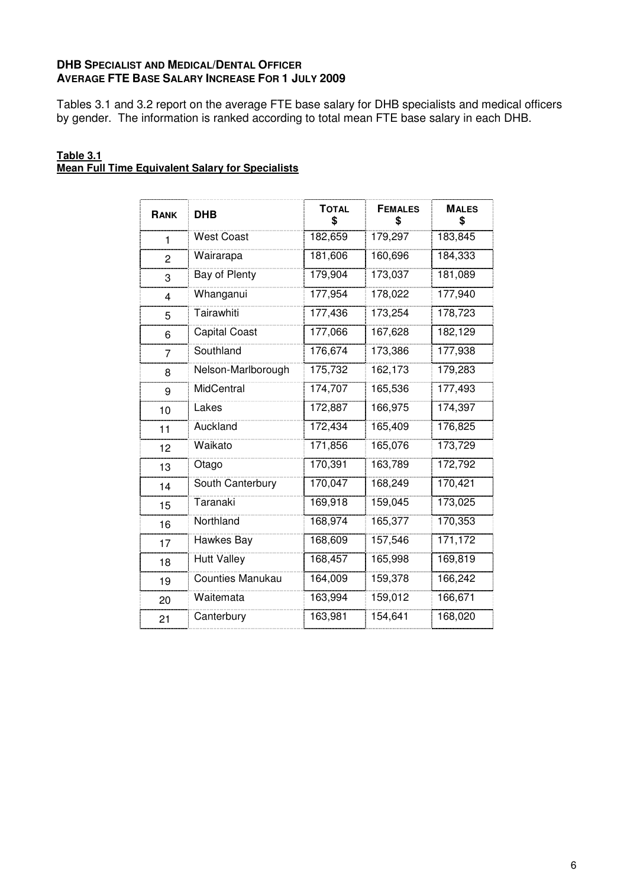**DHB SPECIALIST AND MEDICAL/DENTAL OFFICER**
**AVERAGE FTE BASE SALARY INCREASE FOR 1 JULY 2009**

Tables 3.1 and 3.2 report on the average FTE base salary for DHB specialists and medical officers by gender. The information is ranked according to total mean FTE base salary in each DHB.

**Table 3.1**
**Mean Full Time Equivalent Salary for Specialists**

| RANK | DHB | TOTAL $ | FEMALES $ | MALES $ |
|---|---|---|---|---|
| 1 | West Coast | 182,659 | 179,297 | 183,845 |
| 2 | Wairarapa | 181,606 | 160,696 | 184,333 |
| 3 | Bay of Plenty | 179,904 | 173,037 | 181,089 |
| 4 | Whanganui | 177,954 | 178,022 | 177,940 |
| 5 | Tairawhiti | 177,436 | 173,254 | 178,723 |
| 6 | Capital Coast | 177,066 | 167,628 | 182,129 |
| 7 | Southland | 176,674 | 173,386 | 177,938 |
| 8 | Nelson-Marlborough | 175,732 | 162,173 | 179,283 |
| 9 | MidCentral | 174,707 | 165,536 | 177,493 |
| 10 | Lakes | 172,887 | 166,975 | 174,397 |
| 11 | Auckland | 172,434 | 165,409 | 176,825 |
| 12 | Waikato | 171,856 | 165,076 | 173,729 |
| 13 | Otago | 170,391 | 163,789 | 172,792 |
| 14 | South Canterbury | 170,047 | 168,249 | 170,421 |
| 15 | Taranaki | 169,918 | 159,045 | 173,025 |
| 16 | Northland | 168,974 | 165,377 | 170,353 |
| 17 | Hawkes Bay | 168,609 | 157,546 | 171,172 |
| 18 | Hutt Valley | 168,457 | 165,998 | 169,819 |
| 19 | Counties Manukau | 164,009 | 159,378 | 166,242 |
| 20 | Waitemata | 163,994 | 159,012 | 166,671 |
| 21 | Canterbury | 163,981 | 154,641 | 168,020 |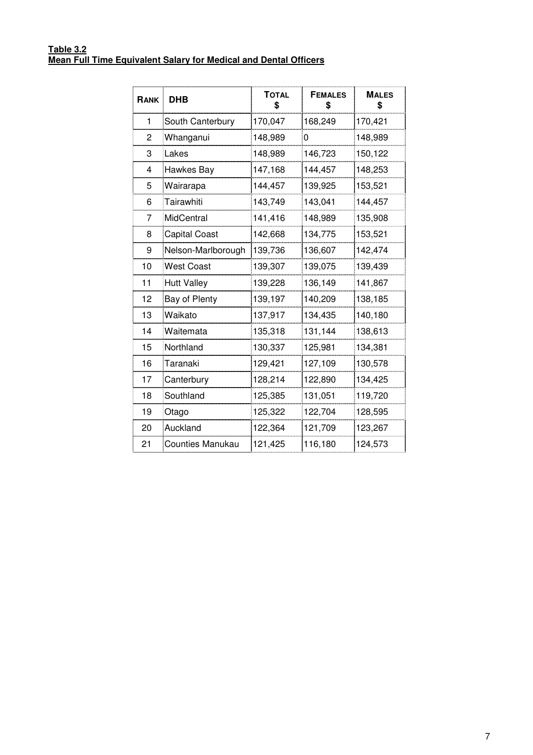**Table 3.2**
**Mean Full Time Equivalent Salary for Medical and Dental Officers**

| RANK | DHB | TOTAL $ | FEMALES $ | MALES $ |
|---|---|---|---|---|
| 1 | South Canterbury | 170,047 | 168,249 | 170,421 |
| 2 | Whanganui | 148,989 | 0 | 148,989 |
| 3 | Lakes | 148,989 | 146,723 | 150,122 |
| 4 | Hawkes Bay | 147,168 | 144,457 | 148,253 |
| 5 | Wairarapa | 144,457 | 139,925 | 153,521 |
| 6 | Tairawhiti | 143,749 | 143,041 | 144,457 |
| 7 | MidCentral | 141,416 | 148,989 | 135,908 |
| 8 | Capital Coast | 142,668 | 134,775 | 153,521 |
| 9 | Nelson-Marlborough | 139,736 | 136,607 | 142,474 |
| 10 | West Coast | 139,307 | 139,075 | 139,439 |
| 11 | Hutt Valley | 139,228 | 136,149 | 141,867 |
| 12 | Bay of Plenty | 139,197 | 140,209 | 138,185 |
| 13 | Waikato | 137,917 | 134,435 | 140,180 |
| 14 | Waitemata | 135,318 | 131,144 | 138,613 |
| 15 | Northland | 130,337 | 125,981 | 134,381 |
| 16 | Taranaki | 129,421 | 127,109 | 130,578 |
| 17 | Canterbury | 128,214 | 122,890 | 134,425 |
| 18 | Southland | 125,385 | 131,051 | 119,720 |
| 19 | Otago | 125,322 | 122,704 | 128,595 |
| 20 | Auckland | 122,364 | 121,709 | 123,267 |
| 21 | Counties Manukau | 121,425 | 116,180 | 124,573 |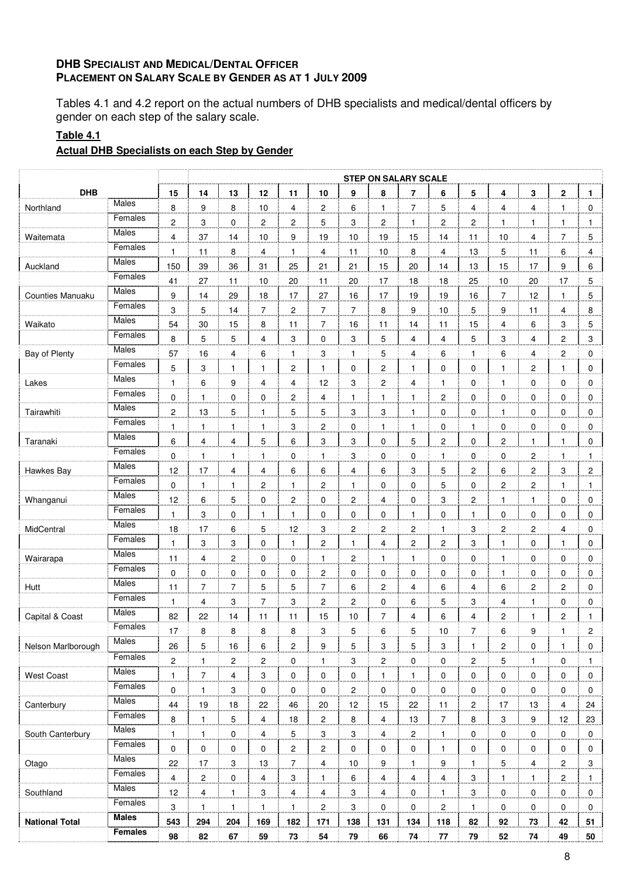**DHB SPECIALIST AND MEDICAL/DENTAL OFFICER**
**PLACEMENT ON SALARY SCALE BY GENDER AS AT 1 JULY 2009**

Tables 4.1 and 4.2 report on the actual numbers of DHB specialists and medical/dental officers by gender on each step of the salary scale.

**Table 4.1**

**Actual DHB Specialists on each Step by Gender**

| | | STEP ON SALARY SCALE | | | | | | | | | | | | | | |
|---|---|---|---|---|---|---|---|---|---|---|---|---|---|---|---|---|
| **DHB** | | **15** | **14** | **13** | **12** | **11** | **10** | **9** | **8** | **7** | **6** | **5** | **4** | **3** | **2** | **1** |
| Northland | Males | 8 | 9 | 8 | 10 | 4 | 2 | 6 | 1 | 7 | 5 | 4 | 4 | 4 | 1 | 0 |
| | Females | 2 | 3 | 0 | 2 | 2 | 5 | 3 | 2 | 1 | 2 | 2 | 1 | 1 | 1 | 1 |
| Waitemata | Males | 4 | 37 | 14 | 10 | 9 | 19 | 10 | 19 | 15 | 14 | 11 | 10 | 4 | 7 | 5 |
| | Females | 1 | 11 | 8 | 4 | 1 | 4 | 11 | 10 | 8 | 4 | 13 | 5 | 11 | 6 | 4 |
| Auckland | Males | 150 | 39 | 36 | 31 | 25 | 21 | 21 | 15 | 20 | 14 | 13 | 15 | 17 | 9 | 6 |
| | Females | 41 | 27 | 11 | 10 | 20 | 11 | 20 | 17 | 18 | 18 | 25 | 10 | 20 | 17 | 5 |
| Counties Manuaku | Males | 9 | 14 | 29 | 18 | 17 | 27 | 16 | 17 | 19 | 19 | 16 | 7 | 12 | 1 | 5 |
| | Females | 3 | 5 | 14 | 7 | 2 | 7 | 7 | 8 | 9 | 10 | 5 | 9 | 11 | 4 | 8 |
| Waikato | Males | 54 | 30 | 15 | 8 | 11 | 7 | 16 | 11 | 14 | 11 | 15 | 4 | 6 | 3 | 5 |
| | Females | 8 | 5 | 5 | 4 | 3 | 0 | 3 | 5 | 4 | 4 | 5 | 3 | 4 | 2 | 3 |
| Bay of Plenty | Males | 57 | 16 | 4 | 6 | 1 | 3 | 1 | 5 | 4 | 6 | 1 | 6 | 4 | 2 | 0 |
| | Females | 5 | 3 | 1 | 1 | 2 | 1 | 0 | 2 | 1 | 0 | 0 | 1 | 2 | 1 | 0 |
| Lakes | Males | 1 | 6 | 9 | 4 | 4 | 12 | 3 | 2 | 4 | 1 | 0 | 1 | 0 | 0 | 0 |
| | Females | 0 | 1 | 0 | 0 | 2 | 4 | 1 | 1 | 1 | 2 | 0 | 0 | 0 | 0 | 0 |
| Tairawhiti | Males | 2 | 13 | 5 | 1 | 5 | 5 | 3 | 3 | 1 | 0 | 0 | 1 | 0 | 0 | 0 |
| | Females | 1 | 1 | 1 | 1 | 3 | 2 | 0 | 1 | 1 | 0 | 1 | 0 | 0 | 0 | 0 |
| Taranaki | Males | 6 | 4 | 4 | 5 | 6 | 3 | 3 | 0 | 5 | 2 | 0 | 2 | 1 | 1 | 0 |
| | Females | 0 | 1 | 1 | 1 | 0 | 1 | 3 | 0 | 0 | 1 | 0 | 0 | 2 | 1 | 1 |
| Hawkes Bay | Males | 12 | 17 | 4 | 4 | 6 | 6 | 4 | 6 | 3 | 5 | 2 | 6 | 2 | 3 | 2 |
| | Females | 0 | 1 | 1 | 2 | 1 | 2 | 1 | 0 | 0 | 5 | 0 | 2 | 2 | 1 | 1 |
| Whanganui | Males | 12 | 6 | 5 | 0 | 2 | 0 | 2 | 4 | 0 | 3 | 2 | 1 | 1 | 0 | 0 |
| | Females | 1 | 3 | 0 | 1 | 1 | 0 | 0 | 0 | 1 | 0 | 1 | 0 | 0 | 0 | 0 |
| MidCentral | Males | 18 | 17 | 6 | 5 | 12 | 3 | 2 | 2 | 2 | 1 | 3 | 2 | 2 | 4 | 0 |
| | Females | 1 | 3 | 3 | 0 | 1 | 2 | 1 | 4 | 2 | 2 | 3 | 1 | 0 | 1 | 0 |
| Wairarapa | Males | 11 | 4 | 2 | 0 | 0 | 1 | 2 | 1 | 1 | 0 | 0 | 1 | 0 | 0 | 0 |
| | Females | 0 | 0 | 0 | 0 | 0 | 2 | 0 | 0 | 0 | 0 | 0 | 1 | 0 | 0 | 0 |
| Hutt | Males | 11 | 7 | 7 | 5 | 5 | 7 | 6 | 2 | 4 | 6 | 4 | 6 | 2 | 2 | 0 |
| | Females | 1 | 4 | 3 | 7 | 3 | 2 | 2 | 0 | 6 | 5 | 3 | 4 | 1 | 0 | 0 |
| Capital & Coast | Males | 82 | 22 | 14 | 11 | 11 | 15 | 10 | 7 | 4 | 6 | 4 | 2 | 1 | 2 | 1 |
| | Females | 17 | 8 | 8 | 8 | 8 | 3 | 5 | 6 | 5 | 10 | 7 | 6 | 9 | 1 | 2 |
| Nelson Marlborough | Males | 26 | 5 | 16 | 6 | 2 | 9 | 5 | 3 | 5 | 3 | 1 | 2 | 0 | 1 | 0 |
| | Females | 2 | 1 | 2 | 2 | 0 | 1 | 3 | 2 | 0 | 0 | 2 | 5 | 1 | 0 | 1 |
| West Coast | Males | 1 | 7 | 4 | 3 | 0 | 0 | 0 | 1 | 1 | 0 | 0 | 0 | 0 | 0 | 0 |
| | Females | 0 | 1 | 3 | 0 | 0 | 0 | 2 | 0 | 0 | 0 | 0 | 0 | 0 | 0 | 0 |
| Canterbury | Males | 44 | 19 | 18 | 22 | 46 | 20 | 12 | 15 | 22 | 11 | 2 | 17 | 13 | 4 | 24 |
| | Females | 8 | 1 | 5 | 4 | 18 | 2 | 8 | 4 | 13 | 7 | 8 | 3 | 9 | 12 | 23 |
| South Canterbury | Males | 1 | 1 | 0 | 4 | 5 | 3 | 3 | 4 | 2 | 1 | 0 | 0 | 0 | 0 | 0 |
| | Females | 0 | 0 | 0 | 0 | 2 | 2 | 0 | 0 | 0 | 1 | 0 | 0 | 0 | 0 | 0 |
| Otago | Males | 22 | 17 | 3 | 13 | 7 | 4 | 10 | 9 | 1 | 9 | 1 | 5 | 4 | 2 | 3 |
| | Females | 4 | 2 | 0 | 4 | 3 | 1 | 6 | 4 | 4 | 4 | 3 | 1 | 1 | 2 | 1 |
| Southland | Males | 12 | 4 | 1 | 3 | 4 | 4 | 3 | 4 | 0 | 1 | 3 | 0 | 0 | 0 | 0 |
| | Females | 3 | 1 | 1 | 1 | 1 | 2 | 3 | 0 | 0 | 2 | 1 | 0 | 0 | 0 | 0 |
| **National Total** | **Males** | **543** | **294** | **204** | **169** | **182** | **171** | **138** | **131** | **134** | **118** | **82** | **92** | **73** | **42** | **51** |
| | **Females** | **98** | **82** | **67** | **59** | **73** | **54** | **79** | **66** | **74** | **77** | **79** | **52** | **74** | **49** | **50** |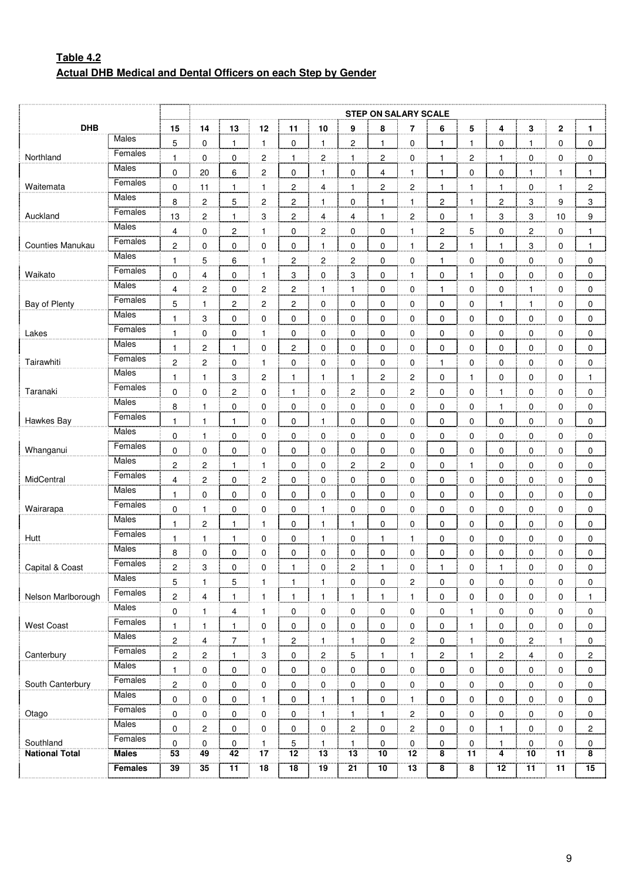**Table 4.2**
**Actual DHB Medical and Dental Officers on each Step by Gender**

| DHB | | STEP ON SALARY SCALE | | | | | | | | | | | | | | |
|---|---|---|---|---|---|---|---|---|---|---|---|---|---|---|---|---|
| | | 15 | 14 | 13 | 12 | 11 | 10 | 9 | 8 | 7 | 6 | 5 | 4 | 3 | 2 | 1 |
| Northland | Males | 5 | 0 | 1 | 1 | 0 | 1 | 2 | 1 | 0 | 1 | 1 | 0 | 1 | 0 | 0 |
| | Females | 1 | 0 | 0 | 2 | 1 | 2 | 1 | 2 | 0 | 1 | 2 | 1 | 0 | 0 | 0 |
| Waitemata | Males | 0 | 20 | 6 | 2 | 0 | 1 | 0 | 4 | 1 | 1 | 0 | 0 | 1 | 1 | 1 |
| | Females | 0 | 11 | 1 | 1 | 2 | 4 | 1 | 2 | 2 | 1 | 1 | 1 | 0 | 1 | 2 |
| Auckland | Males | 8 | 2 | 5 | 2 | 2 | 1 | 0 | 1 | 1 | 2 | 1 | 2 | 3 | 9 | 3 |
| | Females | 13 | 2 | 1 | 3 | 2 | 4 | 4 | 1 | 2 | 0 | 1 | 3 | 3 | 10 | 9 |
| Counties Manukau | Males | 4 | 0 | 2 | 1 | 0 | 2 | 0 | 0 | 1 | 2 | 5 | 0 | 2 | 0 | 1 |
| | Females | 2 | 0 | 0 | 0 | 0 | 1 | 0 | 0 | 1 | 2 | 1 | 1 | 3 | 0 | 1 |
| Waikato | Males | 1 | 5 | 6 | 1 | 2 | 2 | 2 | 0 | 0 | 1 | 0 | 0 | 0 | 0 | 0 |
| | Females | 0 | 4 | 0 | 1 | 3 | 0 | 3 | 0 | 1 | 0 | 1 | 0 | 0 | 0 | 0 |
| Bay of Plenty | Males | 4 | 2 | 0 | 2 | 2 | 1 | 1 | 0 | 0 | 1 | 0 | 0 | 1 | 0 | 0 |
| | Females | 5 | 1 | 2 | 2 | 2 | 0 | 0 | 0 | 0 | 0 | 0 | 1 | 1 | 0 | 0 |
| Lakes | Males | 1 | 3 | 0 | 0 | 0 | 0 | 0 | 0 | 0 | 0 | 0 | 0 | 0 | 0 | 0 |
| | Females | 1 | 0 | 0 | 1 | 0 | 0 | 0 | 0 | 0 | 0 | 0 | 0 | 0 | 0 | 0 |
| Tairawhiti | Males | 1 | 2 | 1 | 0 | 2 | 0 | 0 | 0 | 0 | 0 | 0 | 0 | 0 | 0 | 0 |
| | Females | 2 | 2 | 0 | 1 | 0 | 0 | 0 | 0 | 0 | 1 | 0 | 0 | 0 | 0 | 0 |
| Taranaki | Males | 1 | 1 | 3 | 2 | 1 | 1 | 1 | 2 | 2 | 0 | 1 | 0 | 0 | 0 | 1 |
| | Females | 0 | 0 | 2 | 0 | 1 | 0 | 2 | 0 | 2 | 0 | 0 | 1 | 0 | 0 | 0 |
| Hawkes Bay | Males | 8 | 1 | 0 | 0 | 0 | 0 | 0 | 0 | 0 | 0 | 0 | 1 | 0 | 0 | 0 |
| | Females | 1 | 1 | 1 | 0 | 0 | 1 | 0 | 0 | 0 | 0 | 0 | 0 | 0 | 0 | 0 |
| Whanganui | Males | 0 | 1 | 0 | 0 | 0 | 0 | 0 | 0 | 0 | 0 | 0 | 0 | 0 | 0 | 0 |
| | Females | 0 | 0 | 0 | 0 | 0 | 0 | 0 | 0 | 0 | 0 | 0 | 0 | 0 | 0 | 0 |
| MidCentral | Males | 2 | 2 | 1 | 1 | 0 | 0 | 2 | 2 | 0 | 0 | 1 | 0 | 0 | 0 | 0 |
| | Females | 4 | 2 | 0 | 2 | 0 | 0 | 0 | 0 | 0 | 0 | 0 | 0 | 0 | 0 | 0 |
| Wairarapa | Males | 1 | 0 | 0 | 0 | 0 | 0 | 0 | 0 | 0 | 0 | 0 | 0 | 0 | 0 | 0 |
| | Females | 0 | 1 | 0 | 0 | 0 | 1 | 0 | 0 | 0 | 0 | 0 | 0 | 0 | 0 | 0 |
| Hutt | Males | 1 | 2 | 1 | 1 | 0 | 1 | 1 | 0 | 0 | 0 | 0 | 0 | 0 | 0 | 0 |
| | Females | 1 | 1 | 1 | 0 | 0 | 1 | 0 | 1 | 1 | 0 | 0 | 0 | 0 | 0 | 0 |
| Capital & Coast | Males | 8 | 0 | 0 | 0 | 0 | 0 | 0 | 0 | 0 | 0 | 0 | 0 | 0 | 0 | 0 |
| | Females | 2 | 3 | 0 | 0 | 1 | 0 | 2 | 1 | 0 | 1 | 0 | 1 | 0 | 0 | 0 |
| Nelson Marlborough | Males | 5 | 1 | 5 | 1 | 1 | 1 | 0 | 0 | 2 | 0 | 0 | 0 | 0 | 0 | 0 |
| | Females | 2 | 4 | 1 | 1 | 1 | 1 | 1 | 1 | 1 | 0 | 0 | 0 | 0 | 0 | 1 |
| West Coast | Males | 0 | 1 | 4 | 1 | 0 | 0 | 0 | 0 | 0 | 0 | 1 | 0 | 0 | 0 | 0 |
| | Females | 1 | 1 | 1 | 0 | 0 | 0 | 0 | 0 | 0 | 0 | 1 | 0 | 0 | 0 | 0 |
| Canterbury | Males | 2 | 4 | 7 | 1 | 2 | 1 | 1 | 0 | 2 | 0 | 1 | 0 | 2 | 1 | 0 |
| | Females | 2 | 2 | 1 | 3 | 0 | 2 | 5 | 1 | 1 | 2 | 1 | 2 | 4 | 0 | 2 |
| South Canterbury | Males | 1 | 0 | 0 | 0 | 0 | 0 | 0 | 0 | 0 | 0 | 0 | 0 | 0 | 0 | 0 |
| | Females | 2 | 0 | 0 | 0 | 0 | 0 | 0 | 0 | 0 | 0 | 0 | 0 | 0 | 0 | 0 |
| Otago | Males | 0 | 0 | 0 | 1 | 0 | 1 | 1 | 0 | 1 | 0 | 0 | 0 | 0 | 0 | 0 |
| | Females | 0 | 0 | 0 | 0 | 0 | 1 | 1 | 1 | 2 | 0 | 0 | 0 | 0 | 0 | 0 |
| Southland | Males | 0 | 2 | 0 | 0 | 0 | 0 | 2 | 0 | 2 | 0 | 0 | 1 | 0 | 0 | 2 |
| | Females | 0 | 0 | 0 | 1 | 5 | 1 | 1 | 0 | 0 | 0 | 0 | 1 | 0 | 0 | 0 |
| **National Total** | **Males** | **53** | **49** | **42** | **17** | **12** | **13** | **13** | **10** | **12** | **8** | **11** | **4** | **10** | **11** | **8** |
| | **Females** | **39** | **35** | **11** | **18** | **18** | **19** | **21** | **10** | **13** | **8** | **8** | **12** | **11** | **11** | **15** |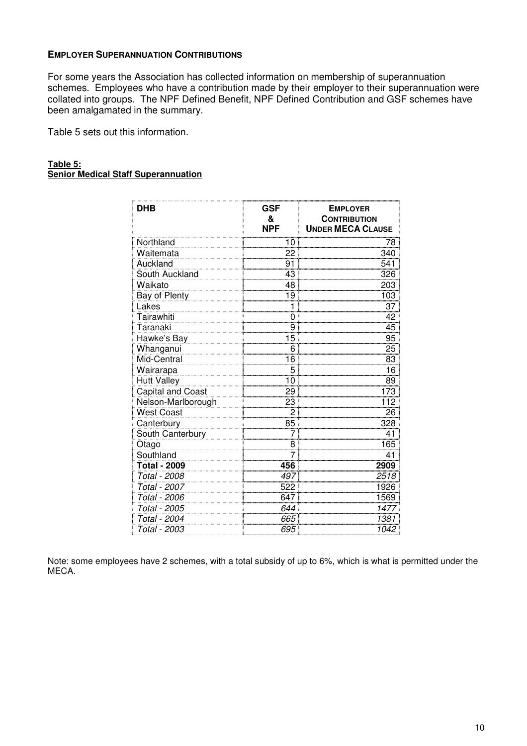**EMPLOYER SUPERANNUATION CONTRIBUTIONS**

For some years the Association has collected information on membership of superannuation schemes. Employees who have a contribution made by their employer to their superannuation were collated into groups. The NPF Defined Benefit, NPF Defined Contribution and GSF schemes have been amalgamated in the summary.

Table 5 sets out this information.

**Table 5:**
**Senior Medical Staff Superannuation**

| DHB | GSF & NPF | EMPLOYER CONTRIBUTION UNDER MECA CLAUSE |
|---|---|---|
| Northland | 10 | 78 |
| Waitemata | 22 | 340 |
| Auckland | 91 | 541 |
| South Auckland | 43 | 326 |
| Waikato | 48 | 203 |
| Bay of Plenty | 19 | 103 |
| Lakes | 1 | 37 |
| Tairawhiti | 0 | 42 |
| Taranaki | 9 | 45 |
| Hawke's Bay | 15 | 95 |
| Whanganui | 6 | 25 |
| Mid-Central | 16 | 83 |
| Wairarapa | 5 | 16 |
| Hutt Valley | 10 | 89 |
| Capital and Coast | 29 | 173 |
| Nelson-Marlborough | 23 | 112 |
| West Coast | 2 | 26 |
| Canterbury | 85 | 328 |
| South Canterbury | 7 | 41 |
| Otago | 8 | 165 |
| Southland | 7 | 41 |
| **Total - 2009** | **456** | **2909** |
| *Total - 2008* | *497* | *2518* |
| *Total - 2007* | 522 | 1926 |
| *Total - 2006* | 647 | 1569 |
| *Total - 2005* | *644* | *1477* |
| *Total - 2004* | *665* | *1381* |
| *Total - 2003* | *695* | *1042* |

Note: some employees have 2 schemes, with a total subsidy of up to 6%, which is what is permitted under the MECA.